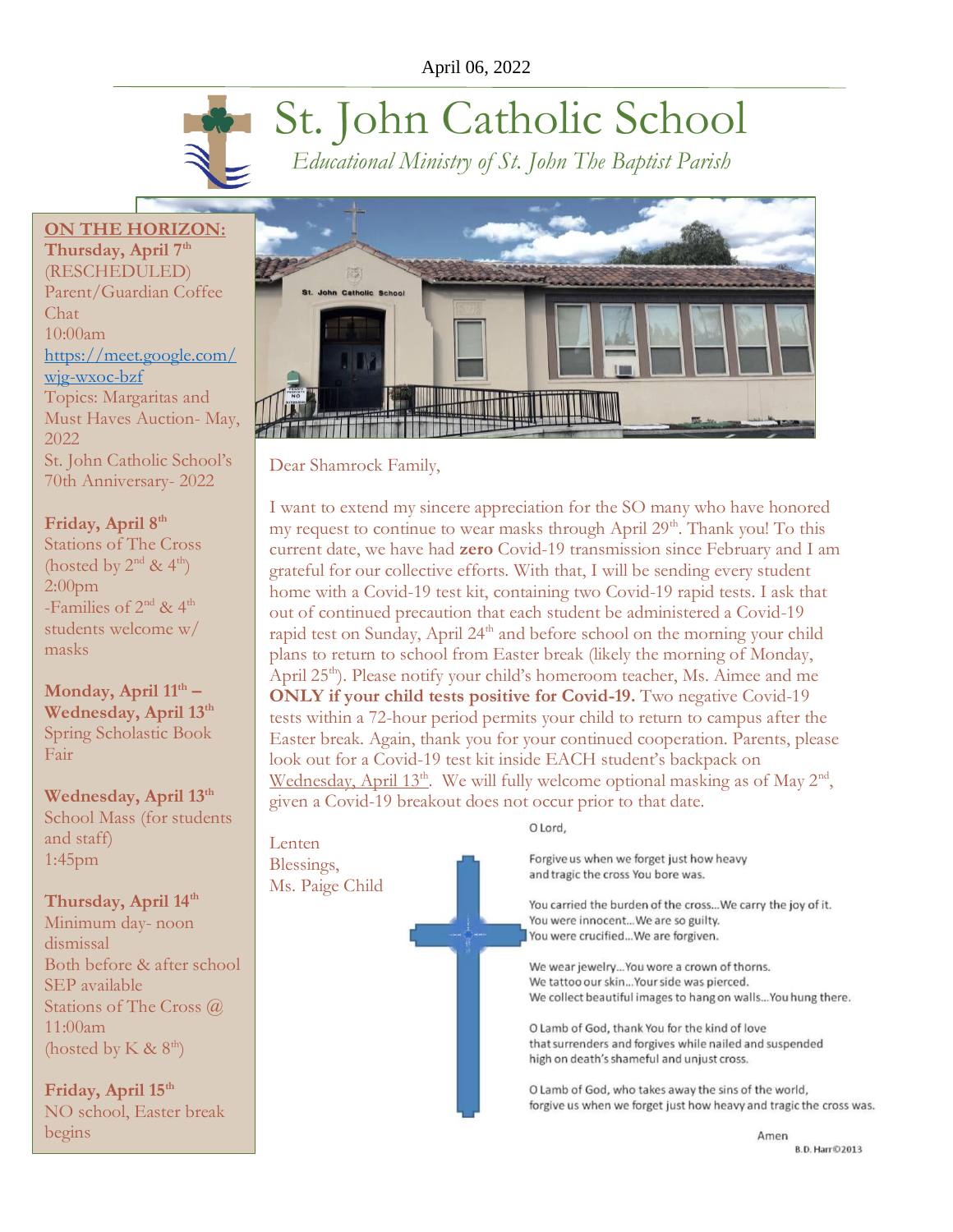April 06, 2022

# St. John Catholic School

*Educational Ministry of St. John The Baptist Parish*

## ON THE HORIZON:

**Thursday, April 7th**
(RESCHEDULED) Parent/Guardian Coffee Chat
10:00am
https://meet.google.com/wjg-wxoc-bzf
Topics: Margaritas and Must Haves Auction- May, 2022
St. John Catholic School's 70th Anniversary- 2022

**Friday, April 8th**
Stations of The Cross (hosted by 2nd & 4th)
2:00pm
-Families of 2nd & 4th students welcome w/ masks

**Monday, April 11th – Wednesday, April 13th**
Spring Scholastic Book Fair

**Wednesday, April 13th**
School Mass (for students and staff)
1:45pm

**Thursday, April 14th**
Minimum day- noon dismissal
Both before & after school SEP available
Stations of The Cross @ 11:00am
(hosted by K & 8th)

**Friday, April 15th**
NO school, Easter break begins

Dear Shamrock Family,

I want to extend my sincere appreciation for the SO many who have honored my request to continue to wear masks through April 29th. Thank you! To this current date, we have had **zero** Covid-19 transmission since February and I am grateful for our collective efforts. With that, I will be sending every student home with a Covid-19 test kit, containing two Covid-19 rapid tests. I ask that out of continued precaution that each student be administered a Covid-19 rapid test on Sunday, April 24th and before school on the morning your child plans to return to school from Easter break (likely the morning of Monday, April 25th). Please notify your child's homeroom teacher, Ms. Aimee and me **ONLY if your child tests positive for Covid-19.** Two negative Covid-19 tests within a 72-hour period permits your child to return to campus after the Easter break. Again, thank you for your continued cooperation. Parents, please look out for a Covid-19 test kit inside EACH student's backpack on Wednesday, April 13th. We will fully welcome optional masking as of May 2nd, given a Covid-19 breakout does not occur prior to that date.

Lenten Blessings,
Ms. Paige Child

O Lord,

Forgive us when we forget just how heavy and tragic the cross You bore was.

You carried the burden of the cross…We carry the joy of it.
You were innocent…We are so guilty.
You were crucified…We are forgiven.

We wear jewelry…You wore a crown of thorns.
We tattoo our skin…Your side was pierced.
We collect beautiful images to hang on walls…You hung there.

O Lamb of God, thank You for the kind of love that surrenders and forgives while nailed and suspended high on death's shameful and unjust cross.

O Lamb of God, who takes away the sins of the world, forgive us when we forget just how heavy and tragic the cross was.

Amen

B.D. Harr©2013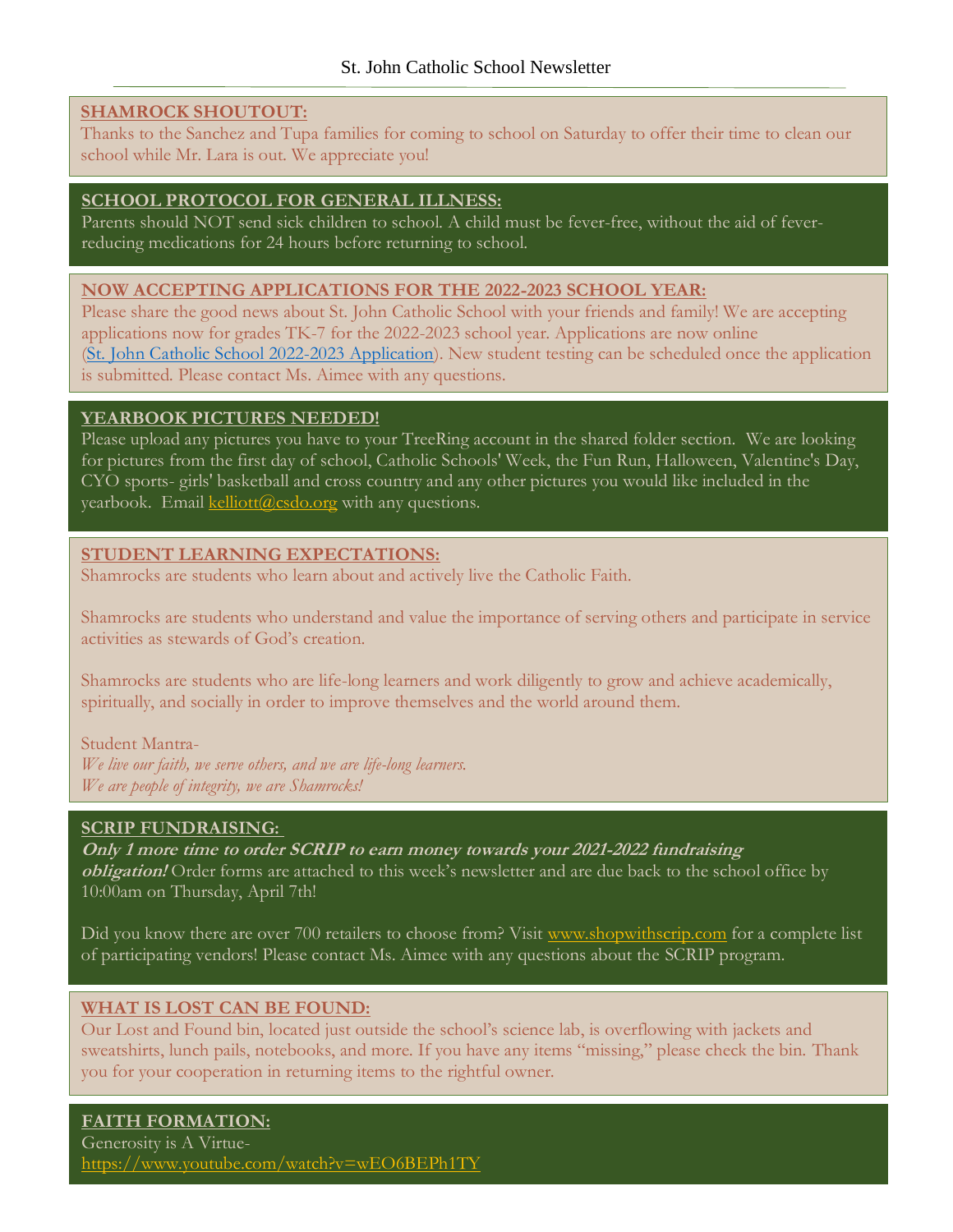## SHAMROCK SHOUTOUT:

Thanks to the Sanchez and Tupa families for coming to school on Saturday to offer their time to clean our school while Mr. Lara is out. We appreciate you!

## SCHOOL PROTOCOL FOR GENERAL ILLNESS:

Parents should NOT send sick children to school. A child must be fever-free, without the aid of fever-reducing medications for 24 hours before returning to school.

## NOW ACCEPTING APPLICATIONS FOR THE 2022-2023 SCHOOL YEAR:

Please share the good news about St. John Catholic School with your friends and family! We are accepting applications now for grades TK-7 for the 2022-2023 school year. Applications are now online (St. John Catholic School 2022-2023 Application). New student testing can be scheduled once the application is submitted. Please contact Ms. Aimee with any questions.

## YEARBOOK PICTURES NEEDED!

Please upload any pictures you have to your TreeRing account in the shared folder section. We are looking for pictures from the first day of school, Catholic Schools' Week, the Fun Run, Halloween, Valentine's Day, CYO sports- girls' basketball and cross country and any other pictures you would like included in the yearbook. Email kelliott@csdo.org with any questions.

## STUDENT LEARNING EXPECTATIONS:

Shamrocks are students who learn about and actively live the Catholic Faith.

Shamrocks are students who understand and value the importance of serving others and participate in service activities as stewards of God's creation.

Shamrocks are students who are life-long learners and work diligently to grow and achieve academically, spiritually, and socially in order to improve themselves and the world around them.

Student Mantra-
*We live our faith, we serve others, and we are life-long learners.*
*We are people of integrity, we are Shamrocks!*

## SCRIP FUNDRAISING:

***Only 1 more time to order SCRIP to earn money towards your 2021-2022 fundraising obligation!*** Order forms are attached to this week's newsletter and are due back to the school office by 10:00am on Thursday, April 7th!

Did you know there are over 700 retailers to choose from? Visit www.shopwithscrip.com for a complete list of participating vendors! Please contact Ms. Aimee with any questions about the SCRIP program.

## WHAT IS LOST CAN BE FOUND:

Our Lost and Found bin, located just outside the school's science lab, is overflowing with jackets and sweatshirts, lunch pails, notebooks, and more. If you have any items "missing," please check the bin. Thank you for your cooperation in returning items to the rightful owner.

## FAITH FORMATION:

Generosity is A Virtue-
https://www.youtube.com/watch?v=wEO6BEPh1TY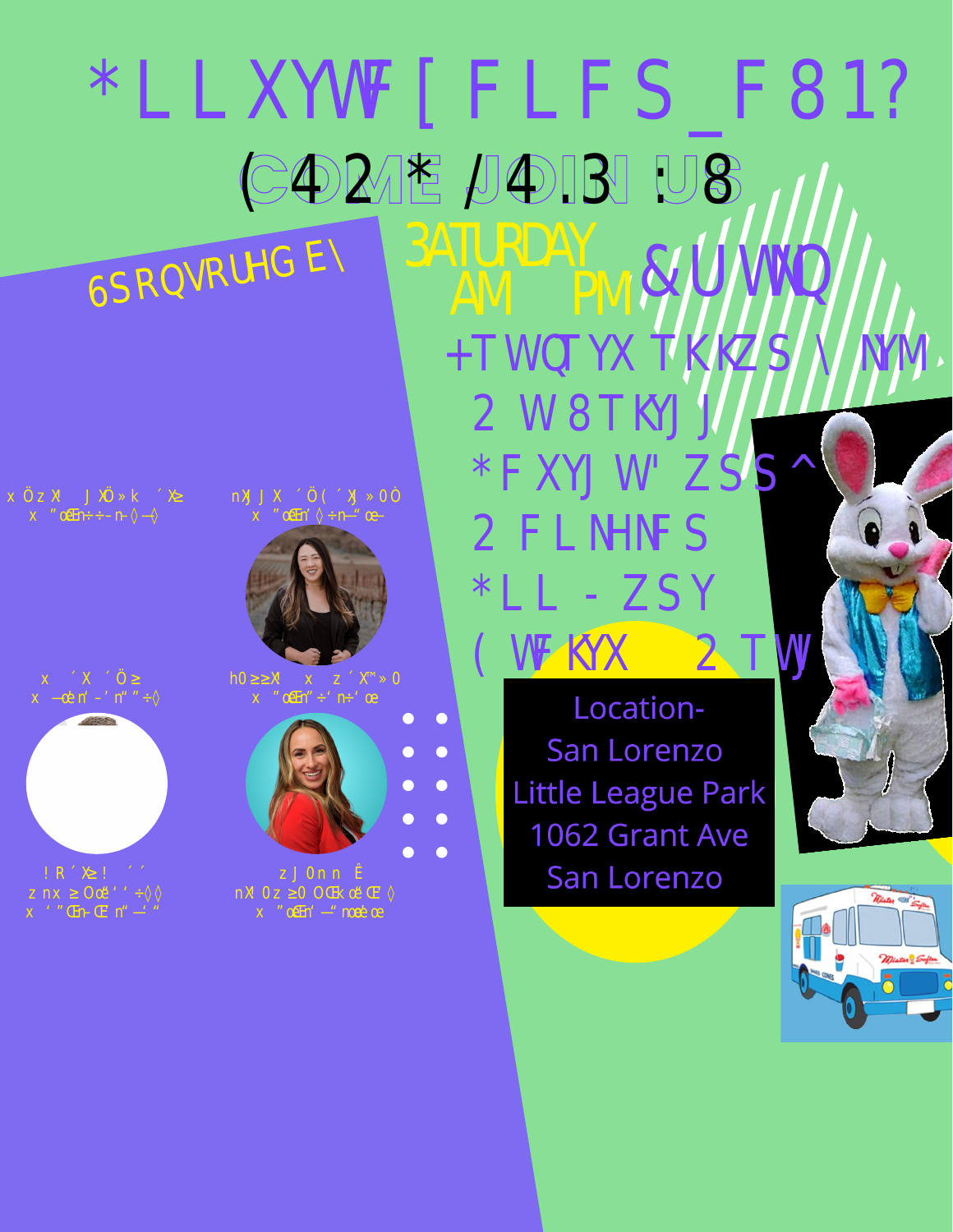*LLXYWF[FLFS_F81?

COME JOIN US

6SRQVRUHG E\

3ATURDAY
AM PM

&UWWQ

+TWQTYX TKKZS \ NYM

2 W8TKYJ J

*FXYJ W' ZSS^

2 FLNHNFS

*LL - ZSY

( WFKYX 2 TWY

Location-
San Lorenzo
Little League Park
1062 Grant Ave
San Lorenzo